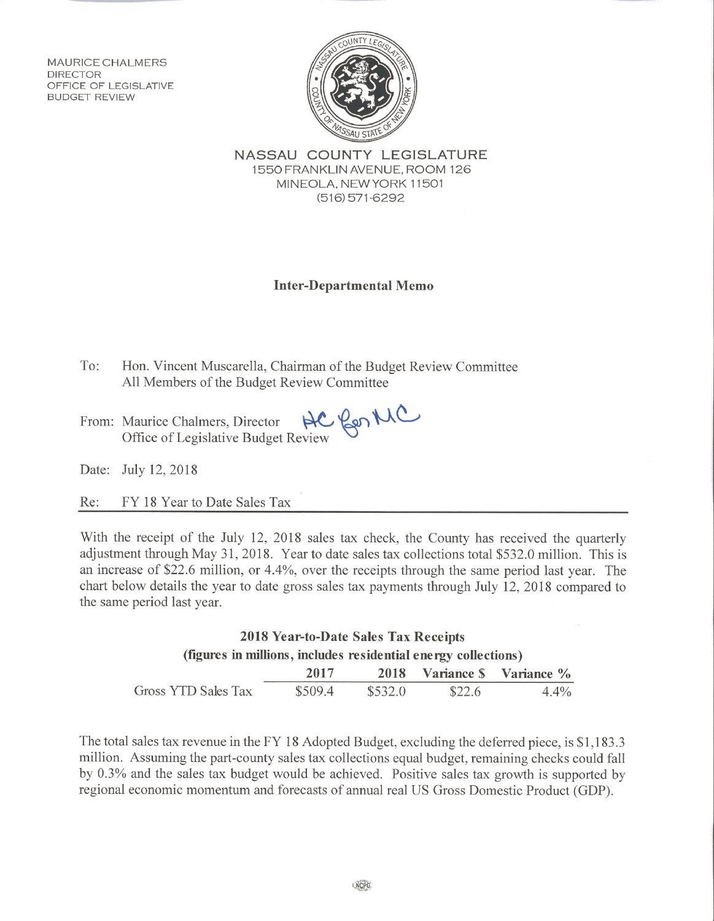MAURICE CHALMERS
DIRECTOR
OFFICE OF LEGISLATIVE
BUDGET REVIEW

NASSAU COUNTY LEGISLATURE
1550 FRANKLIN AVENUE, ROOM 126
MINEOLA, NEW YORK 11501
(516) 571-6292

## Inter-Departmental Memo

To: Hon. Vincent Muscarella, Chairman of the Budget Review Committee
All Members of the Budget Review Committee

From: Maurice Chalmers, Director
Office of Legislative Budget Review

Date: July 12, 2018

Re: FY 18 Year to Date Sales Tax

With the receipt of the July 12, 2018 sales tax check, the County has received the quarterly adjustment through May 31, 2018. Year to date sales tax collections total $532.0 million. This is an increase of $22.6 million, or 4.4%, over the receipts through the same period last year. The chart below details the year to date gross sales tax payments through July 12, 2018 compared to the same period last year.

**2018 Year-to-Date Sales Tax Receipts**
**(figures in millions, includes residential energy collections)**

| | 2017 | 2018 | Variance $ | Variance % |
|---|---|---|---|---|
| Gross YTD Sales Tax | $509.4 | $532.0 | $22.6 | 4.4% |

The total sales tax revenue in the FY 18 Adopted Budget, excluding the deferred piece, is $1,183.3 million. Assuming the part-county sales tax collections equal budget, remaining checks could fall by 0.3% and the sales tax budget would be achieved. Positive sales tax growth is supported by regional economic momentum and forecasts of annual real US Gross Domestic Product (GDP).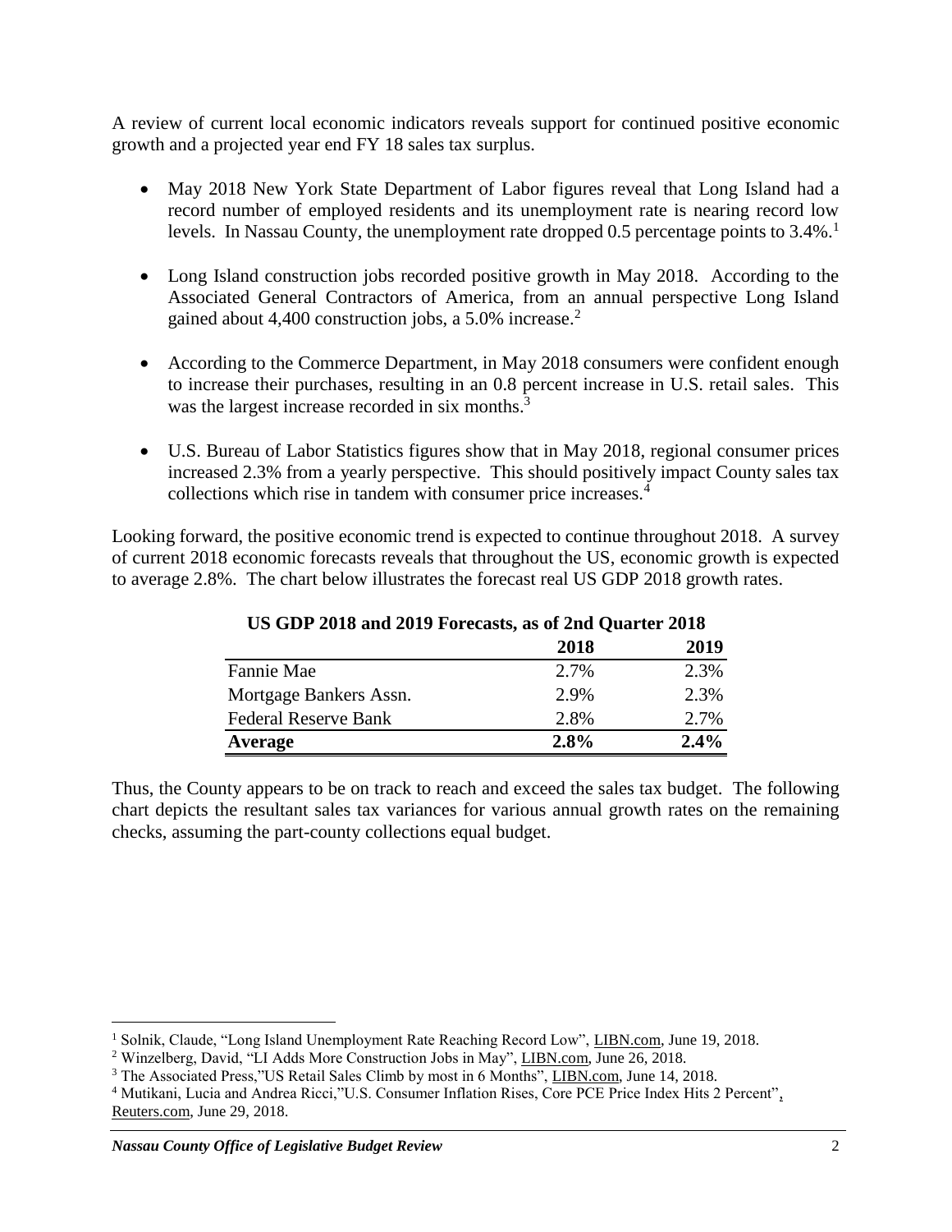A review of current local economic indicators reveals support for continued positive economic growth and a projected year end FY 18 sales tax surplus.

- May 2018 New York State Department of Labor figures reveal that Long Island had a record number of employed residents and its unemployment rate is nearing record low levels. In Nassau County, the unemployment rate dropped 0.5 percentage points to 3.4%.[1]

- Long Island construction jobs recorded positive growth in May 2018. According to the Associated General Contractors of America, from an annual perspective Long Island gained about 4,400 construction jobs, a 5.0% increase.[2]

- According to the Commerce Department, in May 2018 consumers were confident enough to increase their purchases, resulting in an 0.8 percent increase in U.S. retail sales. This was the largest increase recorded in six months.[3]

- U.S. Bureau of Labor Statistics figures show that in May 2018, regional consumer prices increased 2.3% from a yearly perspective. This should positively impact County sales tax collections which rise in tandem with consumer price increases.[4]

Looking forward, the positive economic trend is expected to continue throughout 2018. A survey of current 2018 economic forecasts reveals that throughout the US, economic growth is expected to average 2.8%. The chart below illustrates the forecast real US GDP 2018 growth rates.

**US GDP 2018 and 2019 Forecasts, as of 2nd Quarter 2018**

| | 2018 | 2019 |
|---|---|---|
| Fannie Mae | 2.7% | 2.3% |
| Mortgage Bankers Assn. | 2.9% | 2.3% |
| Federal Reserve Bank | 2.8% | 2.7% |
| **Average** | **2.8%** | **2.4%** |

Thus, the County appears to be on track to reach and exceed the sales tax budget. The following chart depicts the resultant sales tax variances for various annual growth rates on the remaining checks, assuming the part-county collections equal budget.

---

[1] Solnik, Claude, "Long Island Unemployment Rate Reaching Record Low", LIBN.com, June 19, 2018.

[2] Winzelberg, David, "LI Adds More Construction Jobs in May", LIBN.com, June 26, 2018.

[3] The Associated Press,"US Retail Sales Climb by most in 6 Months", LIBN.com, June 14, 2018.

[4] Mutikani, Lucia and Andrea Ricci,"U.S. Consumer Inflation Rises, Core PCE Price Index Hits 2 Percent", Reuters.com, June 29, 2018.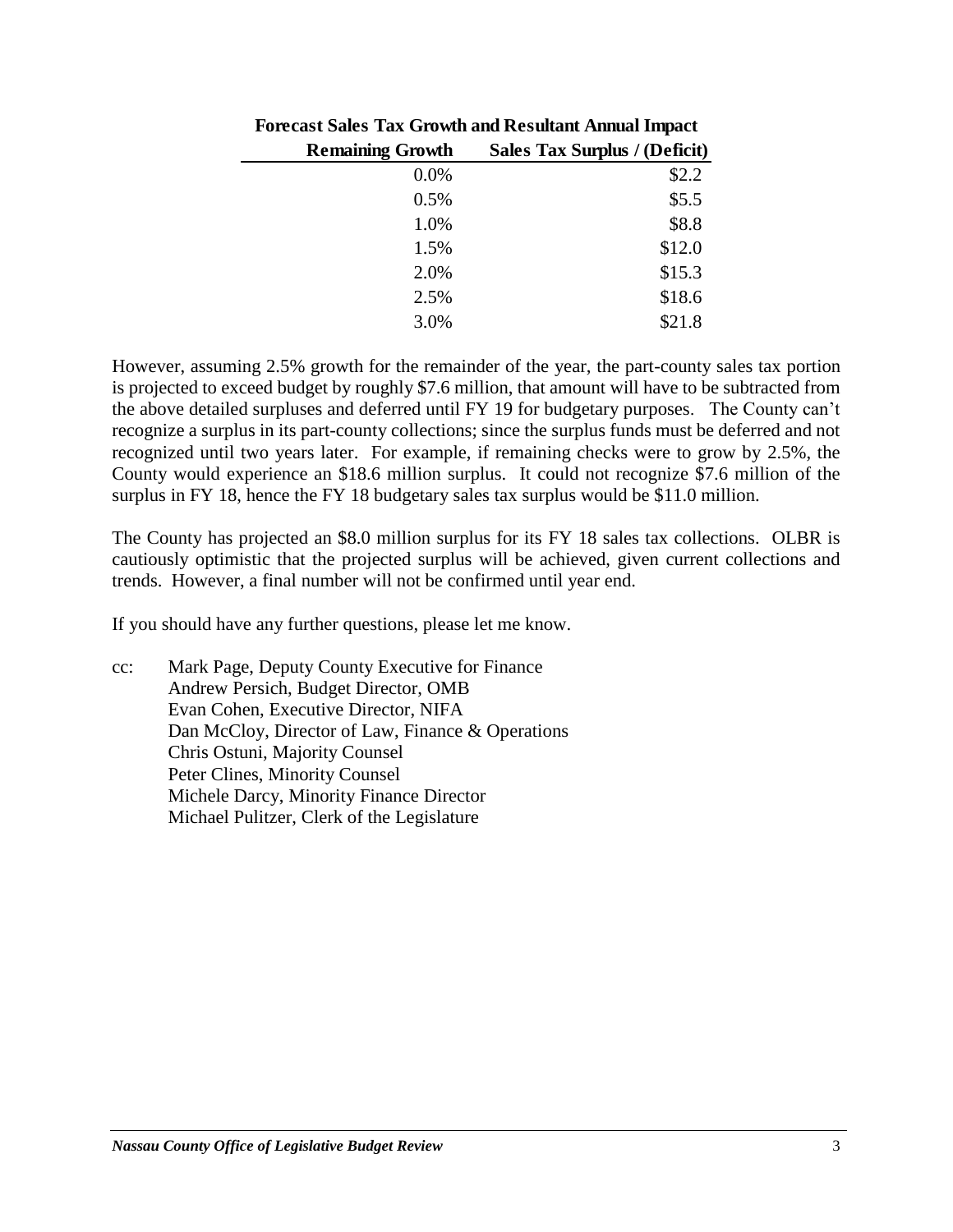**Forecast Sales Tax Growth and Resultant Annual Impact**

| Remaining Growth | Sales Tax Surplus / (Deficit) |
|---|---|
| 0.0% | $2.2 |
| 0.5% | $5.5 |
| 1.0% | $8.8 |
| 1.5% | $12.0 |
| 2.0% | $15.3 |
| 2.5% | $18.6 |
| 3.0% | $21.8 |

However, assuming 2.5% growth for the remainder of the year, the part-county sales tax portion is projected to exceed budget by roughly $7.6 million, that amount will have to be subtracted from the above detailed surpluses and deferred until FY 19 for budgetary purposes. The County can't recognize a surplus in its part-county collections; since the surplus funds must be deferred and not recognized until two years later. For example, if remaining checks were to grow by 2.5%, the County would experience an $18.6 million surplus. It could not recognize $7.6 million of the surplus in FY 18, hence the FY 18 budgetary sales tax surplus would be $11.0 million.

The County has projected an $8.0 million surplus for its FY 18 sales tax collections. OLBR is cautiously optimistic that the projected surplus will be achieved, given current collections and trends. However, a final number will not be confirmed until year end.

If you should have any further questions, please let me know.

cc: Mark Page, Deputy County Executive for Finance
Andrew Persich, Budget Director, OMB
Evan Cohen, Executive Director, NIFA
Dan McCloy, Director of Law, Finance & Operations
Chris Ostuni, Majority Counsel
Peter Clines, Minority Counsel
Michele Darcy, Minority Finance Director
Michael Pulitzer, Clerk of the Legislature